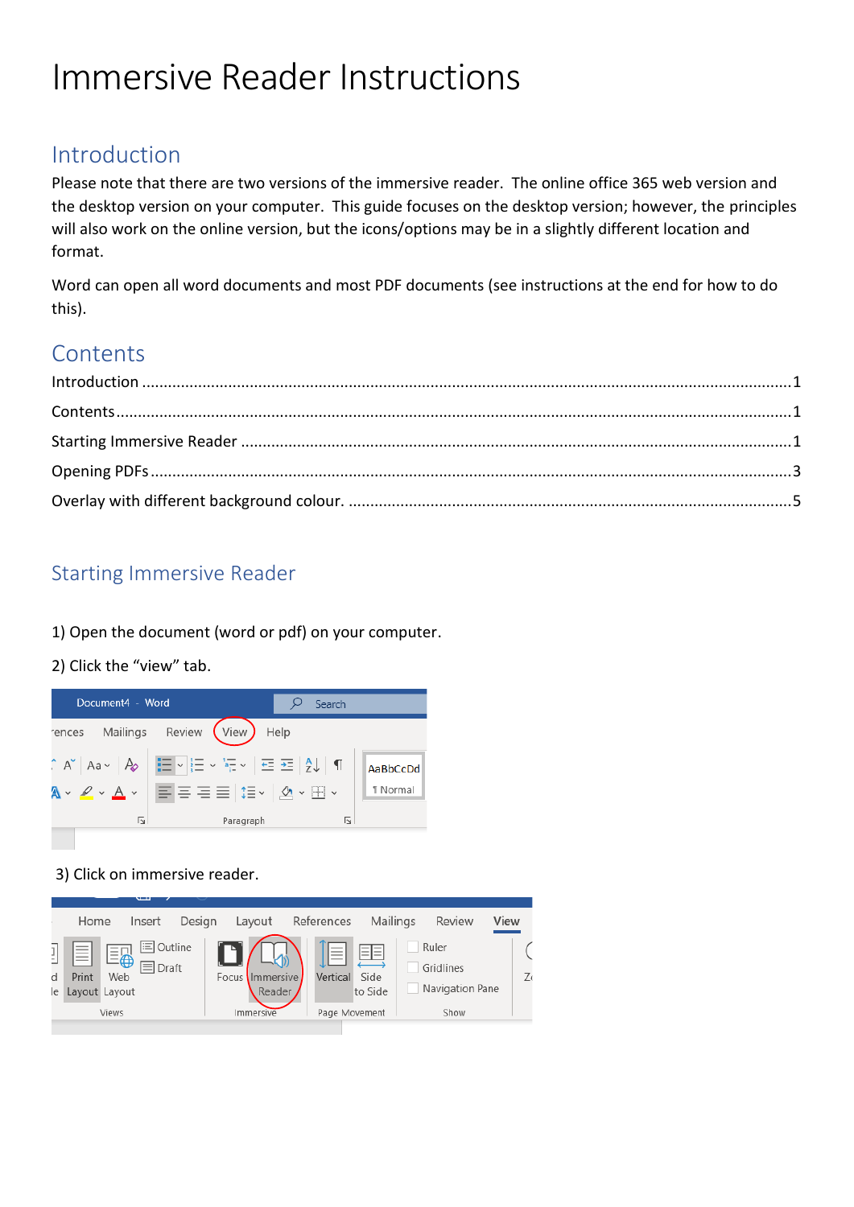# Immersive Reader Instructions

## Introduction

Please note that there are two versions of the immersive reader. The online office 365 web version and the desktop version on your computer. This guide focuses on the desktop version; however, the principles will also work on the online version, but the icons/options may be in a slightly different location and format.

Word can open all word documents and most PDF documents (see instructions at the end for how to do this).

## Contents

Introduction ........................................................................................................................1

Contents...............................................................................................................................1

Starting Immersive Reader ..................................................................................................1

Opening PDFs.......................................................................................................................3

Overlay with different background colour. .........................................................................5

## Starting Immersive Reader

1) Open the document (word or pdf) on your computer.

2) Click the "view" tab.

3) Click on immersive reader.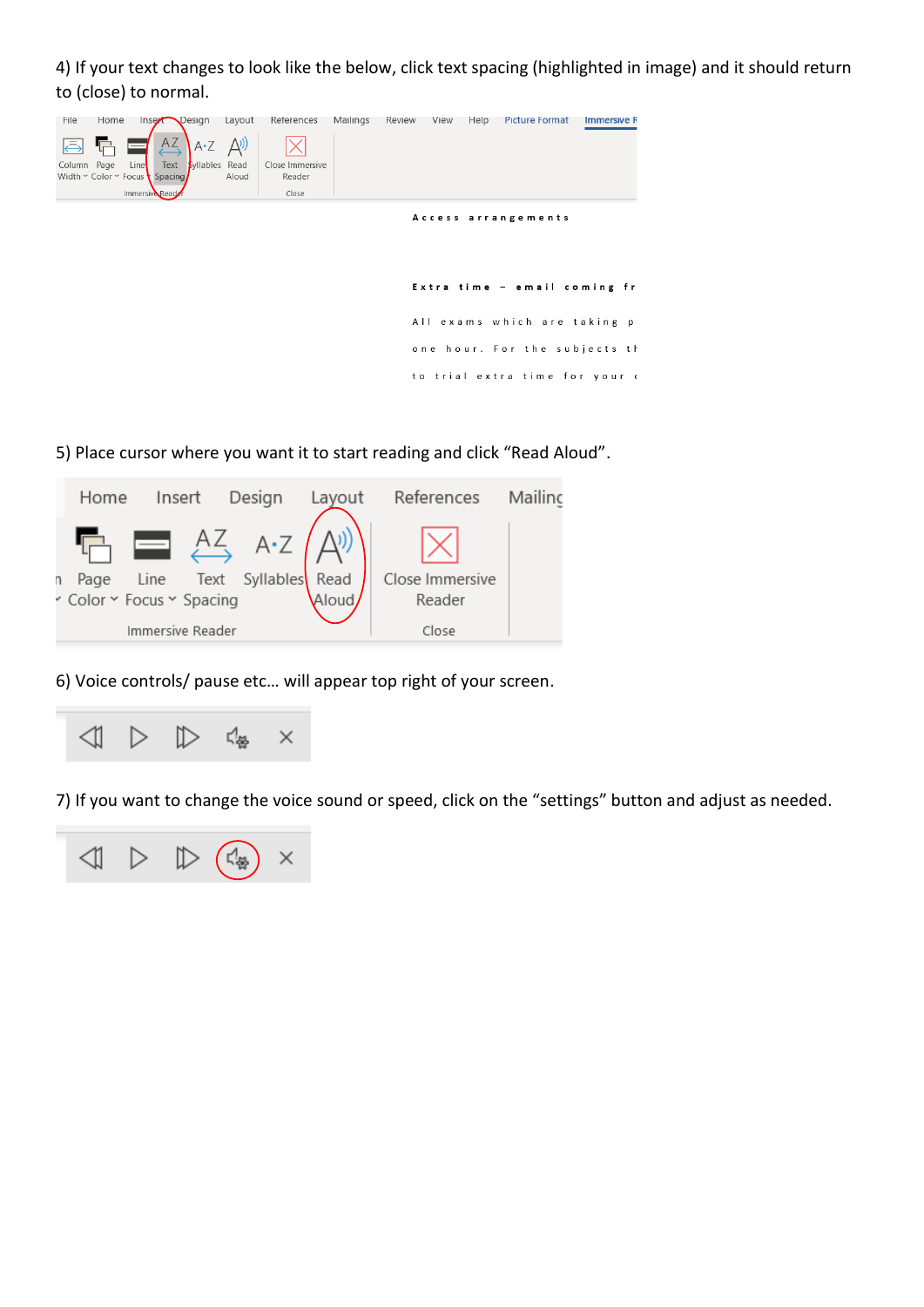4) If your text changes to look like the below, click text spacing (highlighted in image) and it should return to (close) to normal.

5) Place cursor where you want it to start reading and click “Read Aloud”.

6) Voice controls/ pause etc… will appear top right of your screen.

7) If you want to change the voice sound or speed, click on the “settings” button and adjust as needed.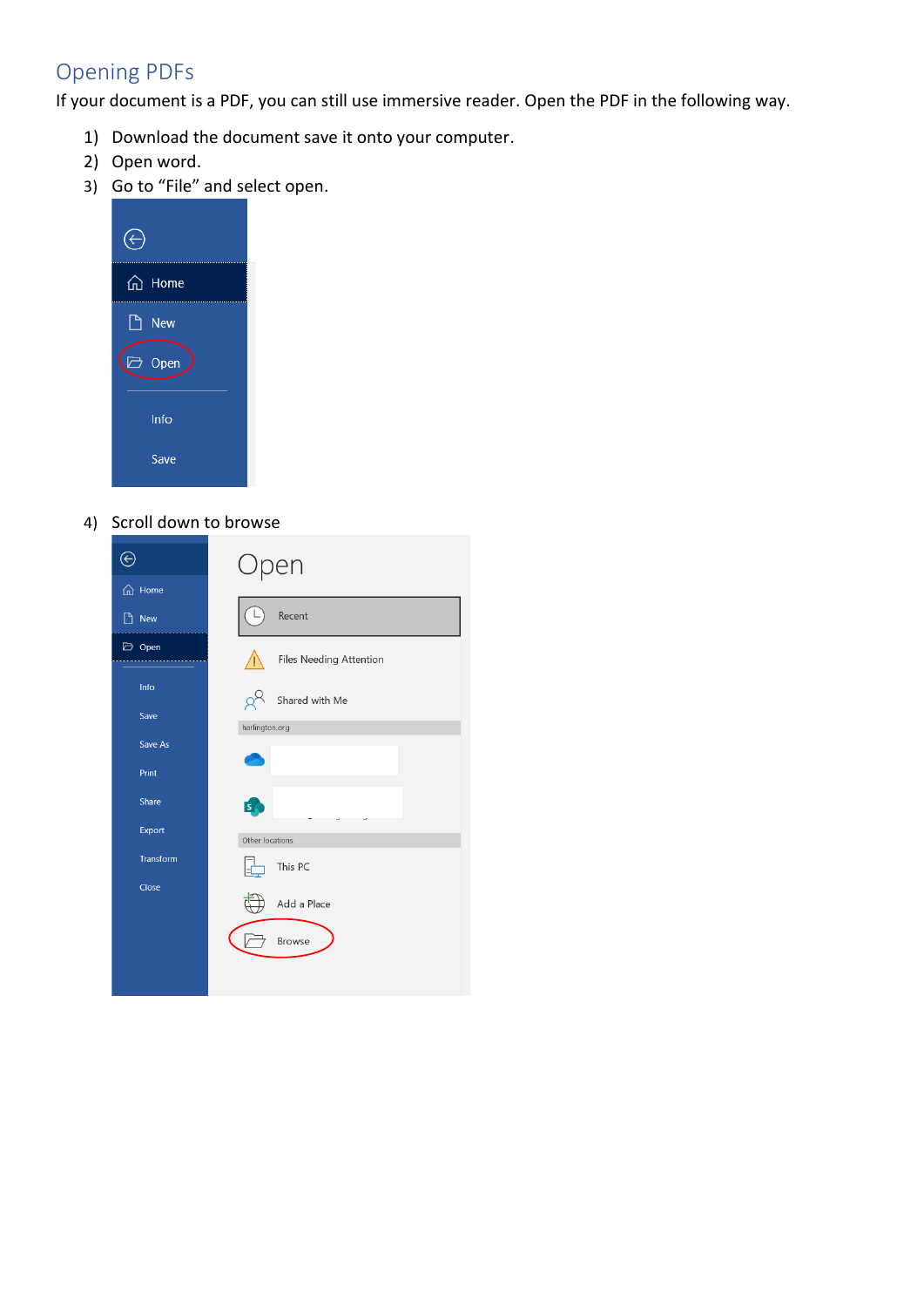## Opening PDFs

If your document is a PDF, you can still use immersive reader. Open the PDF in the following way.

1) Download the document save it onto your computer.
2) Open word.
3) Go to "File" and select open.

4) Scroll down to browse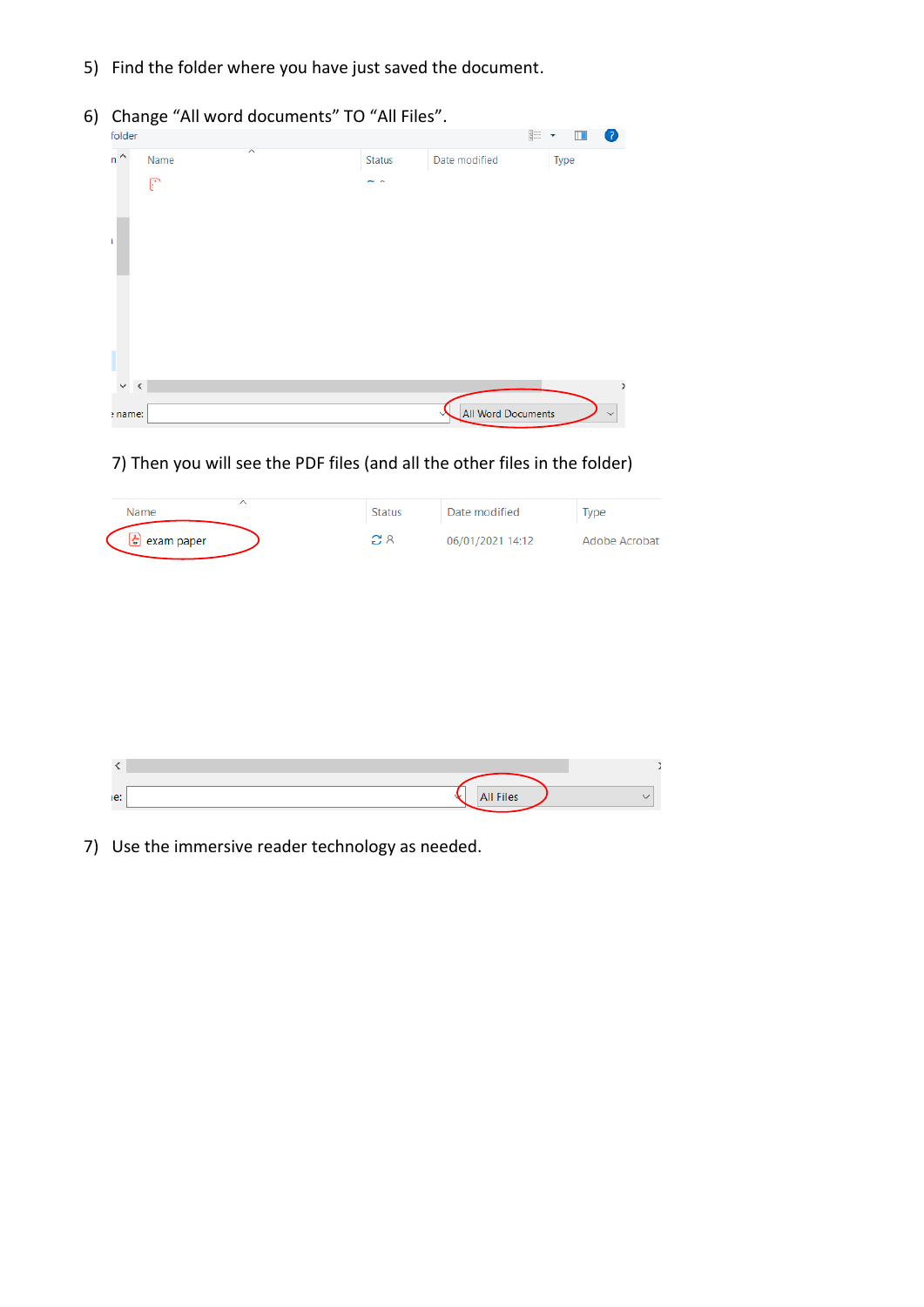5) Find the folder where you have just saved the document.

6) Change "All word documents" TO "All Files".

7) Then you will see the PDF files (and all the other files in the folder)

7) Use the immersive reader technology as needed.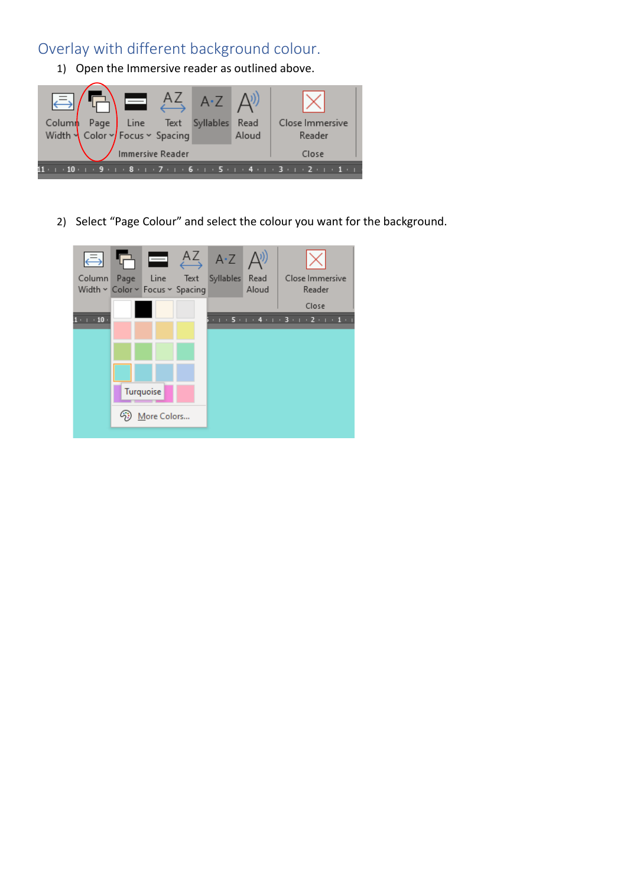## Overlay with different background colour.

1) Open the Immersive reader as outlined above.

2) Select "Page Colour" and select the colour you want for the background.